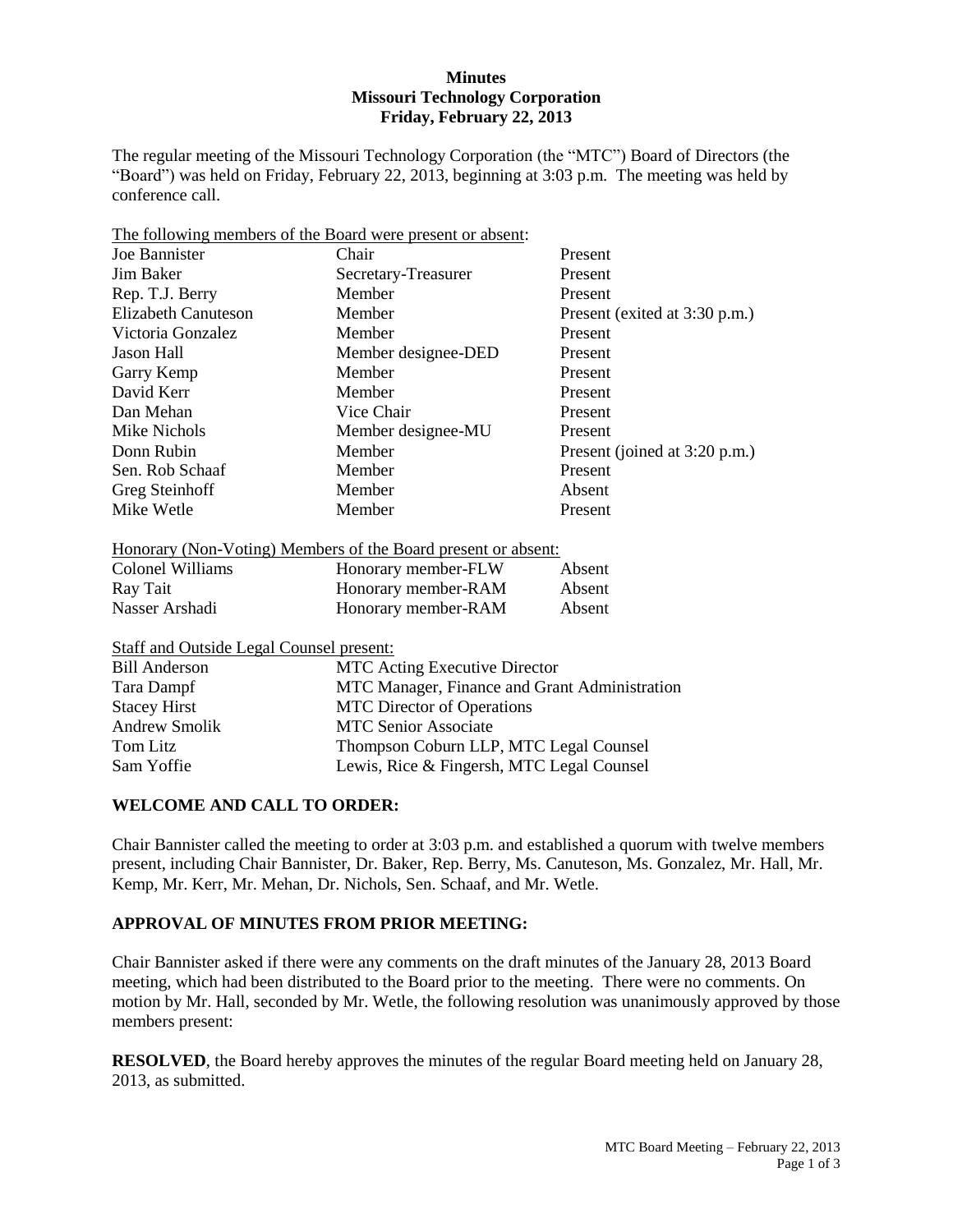**Minutes**
**Missouri Technology Corporation**
**Friday, February 22, 2013**

The regular meeting of the Missouri Technology Corporation (the "MTC") Board of Directors (the "Board") was held on Friday, February 22, 2013, beginning at 3:03 p.m. The meeting was held by conference call.

The following members of the Board were present or absent:

| | | |
|---|---|---|
| Joe Bannister | Chair | Present |
| Jim Baker | Secretary-Treasurer | Present |
| Rep. T.J. Berry | Member | Present |
| Elizabeth Canuteson | Member | Present (exited at 3:30 p.m.) |
| Victoria Gonzalez | Member | Present |
| Jason Hall | Member designee-DED | Present |
| Garry Kemp | Member | Present |
| David Kerr | Member | Present |
| Dan Mehan | Vice Chair | Present |
| Mike Nichols | Member designee-MU | Present |
| Donn Rubin | Member | Present (joined at 3:20 p.m.) |
| Sen. Rob Schaaf | Member | Present |
| Greg Steinhoff | Member | Absent |
| Mike Wetle | Member | Present |

Honorary (Non-Voting) Members of the Board present or absent:

| | | |
|---|---|---|
| Colonel Williams | Honorary member-FLW | Absent |
| Ray Tait | Honorary member-RAM | Absent |
| Nasser Arshadi | Honorary member-RAM | Absent |

Staff and Outside Legal Counsel present:

| | |
|---|---|
| Bill Anderson | MTC Acting Executive Director |
| Tara Dampf | MTC Manager, Finance and Grant Administration |
| Stacey Hirst | MTC Director of Operations |
| Andrew Smolik | MTC Senior Associate |
| Tom Litz | Thompson Coburn LLP, MTC Legal Counsel |
| Sam Yoffie | Lewis, Rice & Fingersh, MTC Legal Counsel |

## WELCOME AND CALL TO ORDER:

Chair Bannister called the meeting to order at 3:03 p.m. and established a quorum with twelve members present, including Chair Bannister, Dr. Baker, Rep. Berry, Ms. Canuteson, Ms. Gonzalez, Mr. Hall, Mr. Kemp, Mr. Kerr, Mr. Mehan, Dr. Nichols, Sen. Schaaf, and Mr. Wetle.

## APPROVAL OF MINUTES FROM PRIOR MEETING:

Chair Bannister asked if there were any comments on the draft minutes of the January 28, 2013 Board meeting, which had been distributed to the Board prior to the meeting. There were no comments. On motion by Mr. Hall, seconded by Mr. Wetle, the following resolution was unanimously approved by those members present:

**RESOLVED**, the Board hereby approves the minutes of the regular Board meeting held on January 28, 2013, as submitted.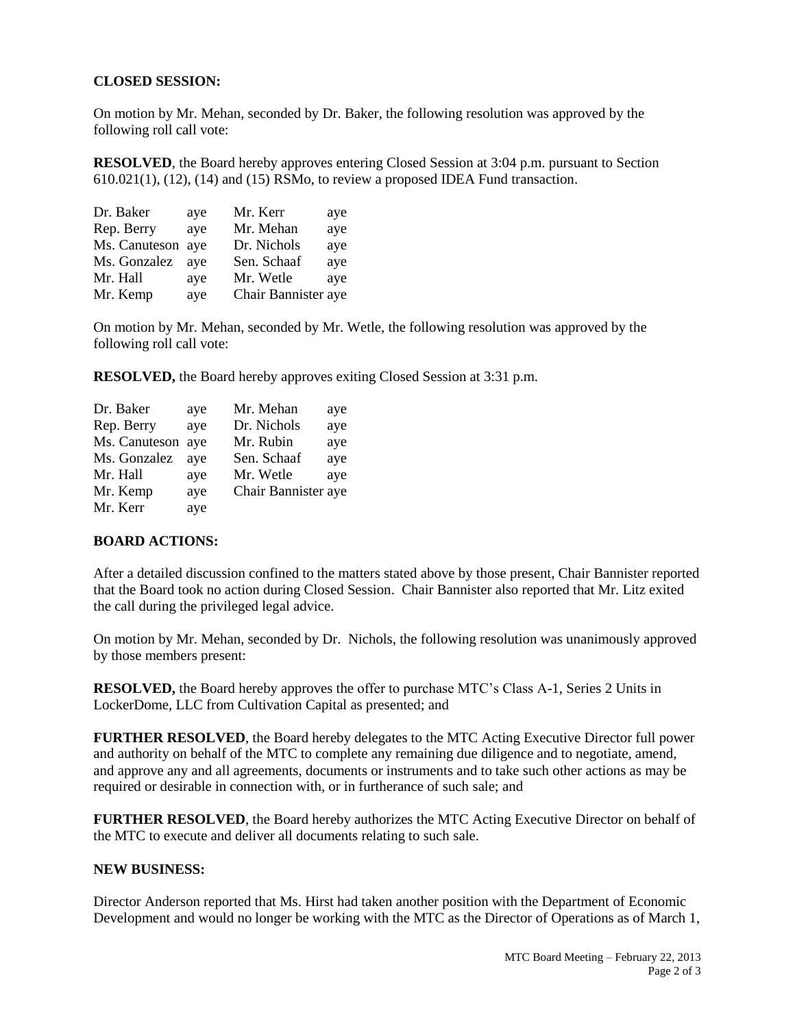**CLOSED SESSION:**

On motion by Mr. Mehan, seconded by Dr. Baker, the following resolution was approved by the following roll call vote:

**RESOLVED**, the Board hereby approves entering Closed Session at 3:04 p.m. pursuant to Section 610.021(1), (12), (14) and (15) RSMo, to review a proposed IDEA Fund transaction.

| | | | |
|---|---|---|---|
| Dr. Baker | aye | Mr. Kerr | aye |
| Rep. Berry | aye | Mr. Mehan | aye |
| Ms. Canuteson | aye | Dr. Nichols | aye |
| Ms. Gonzalez | aye | Sen. Schaaf | aye |
| Mr. Hall | aye | Mr. Wetle | aye |
| Mr. Kemp | aye | Chair Bannister | aye |

On motion by Mr. Mehan, seconded by Mr. Wetle, the following resolution was approved by the following roll call vote:

**RESOLVED,** the Board hereby approves exiting Closed Session at 3:31 p.m.

| | | | |
|---|---|---|---|
| Dr. Baker | aye | Mr. Mehan | aye |
| Rep. Berry | aye | Dr. Nichols | aye |
| Ms. Canuteson | aye | Mr. Rubin | aye |
| Ms. Gonzalez | aye | Sen. Schaaf | aye |
| Mr. Hall | aye | Mr. Wetle | aye |
| Mr. Kemp | aye | Chair Bannister | aye |
| Mr. Kerr | aye | | |

**BOARD ACTIONS:**

After a detailed discussion confined to the matters stated above by those present, Chair Bannister reported that the Board took no action during Closed Session. Chair Bannister also reported that Mr. Litz exited the call during the privileged legal advice.

On motion by Mr. Mehan, seconded by Dr. Nichols, the following resolution was unanimously approved by those members present:

**RESOLVED,** the Board hereby approves the offer to purchase MTC's Class A-1, Series 2 Units in LockerDome, LLC from Cultivation Capital as presented; and

**FURTHER RESOLVED**, the Board hereby delegates to the MTC Acting Executive Director full power and authority on behalf of the MTC to complete any remaining due diligence and to negotiate, amend, and approve any and all agreements, documents or instruments and to take such other actions as may be required or desirable in connection with, or in furtherance of such sale; and

**FURTHER RESOLVED**, the Board hereby authorizes the MTC Acting Executive Director on behalf of the MTC to execute and deliver all documents relating to such sale.

**NEW BUSINESS:**

Director Anderson reported that Ms. Hirst had taken another position with the Department of Economic Development and would no longer be working with the MTC as the Director of Operations as of March 1,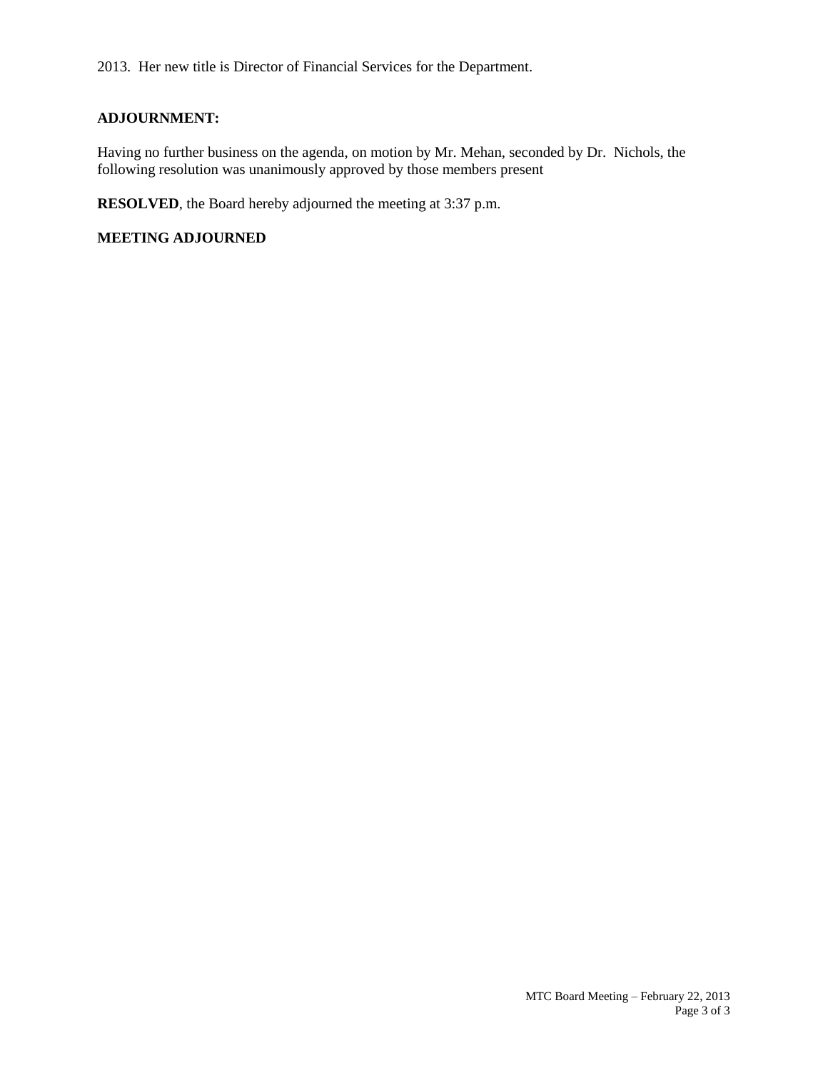2013. Her new title is Director of Financial Services for the Department.

**ADJOURNMENT:**

Having no further business on the agenda, on motion by Mr. Mehan, seconded by Dr. Nichols, the following resolution was unanimously approved by those members present

**RESOLVED**, the Board hereby adjourned the meeting at 3:37 p.m.

**MEETING ADJOURNED**